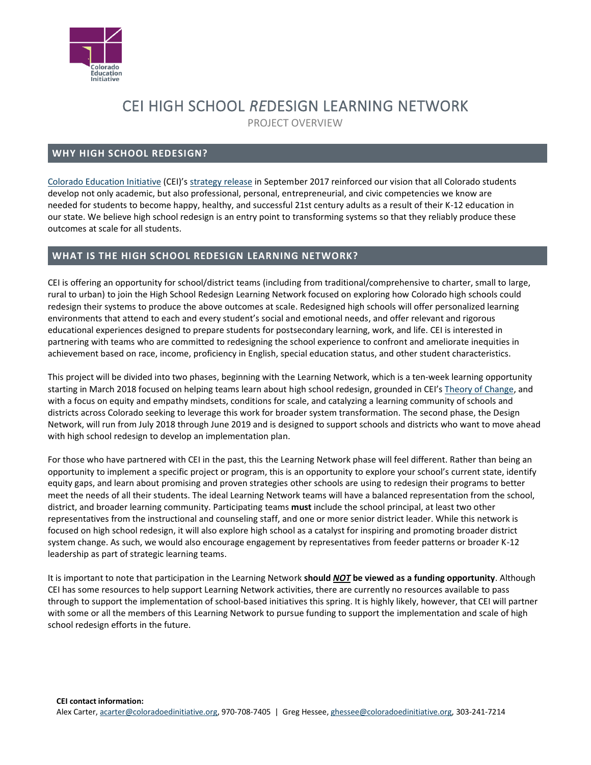# CEI HIGH SCHOOL *RE*DESIGN LEARNING NETWORK

PROJECT OVERVIEW

## WHY HIGH SCHOOL REDESIGN?

Colorado Education Initiative (CEI)'s strategy release in September 2017 reinforced our vision that all Colorado students develop not only academic, but also professional, personal, entrepreneurial, and civic competencies we know are needed for students to become happy, healthy, and successful 21st century adults as a result of their K-12 education in our state. We believe high school redesign is an entry point to transforming systems so that they reliably produce these outcomes at scale for all students.

## WHAT IS THE HIGH SCHOOL REDESIGN LEARNING NETWORK?

CEI is offering an opportunity for school/district teams (including from traditional/comprehensive to charter, small to large, rural to urban) to join the High School Redesign Learning Network focused on exploring how Colorado high schools could redesign their systems to produce the above outcomes at scale. Redesigned high schools will offer personalized learning environments that attend to each and every student's social and emotional needs, and offer relevant and rigorous educational experiences designed to prepare students for postsecondary learning, work, and life. CEI is interested in partnering with teams who are committed to redesigning the school experience to confront and ameliorate inequities in achievement based on race, income, proficiency in English, special education status, and other student characteristics.

This project will be divided into two phases, beginning with the Learning Network, which is a ten-week learning opportunity starting in March 2018 focused on helping teams learn about high school redesign, grounded in CEI's Theory of Change, and with a focus on equity and empathy mindsets, conditions for scale, and catalyzing a learning community of schools and districts across Colorado seeking to leverage this work for broader system transformation. The second phase, the Design Network, will run from July 2018 through June 2019 and is designed to support schools and districts who want to move ahead with high school redesign to develop an implementation plan.

For those who have partnered with CEI in the past, this the Learning Network phase will feel different. Rather than being an opportunity to implement a specific project or program, this is an opportunity to explore your school's current state, identify equity gaps, and learn about promising and proven strategies other schools are using to redesign their programs to better meet the needs of all their students. The ideal Learning Network teams will have a balanced representation from the school, district, and broader learning community. Participating teams **must** include the school principal, at least two other representatives from the instructional and counseling staff, and one or more senior district leader. While this network is focused on high school redesign, it will also explore high school as a catalyst for inspiring and promoting broader district system change. As such, we would also encourage engagement by representatives from feeder patterns or broader K-12 leadership as part of strategic learning teams.

It is important to note that participation in the Learning Network **should *NOT* be viewed as a funding opportunity**. Although CEI has some resources to help support Learning Network activities, there are currently no resources available to pass through to support the implementation of school-based initiatives this spring. It is highly likely, however, that CEI will partner with some or all the members of this Learning Network to pursue funding to support the implementation and scale of high school redesign efforts in the future.

**CEI contact information:**
Alex Carter, acarter@coloradoedinitiative.org, 970-708-7405 | Greg Hessee, ghessee@coloradoedinitiative.org, 303-241-7214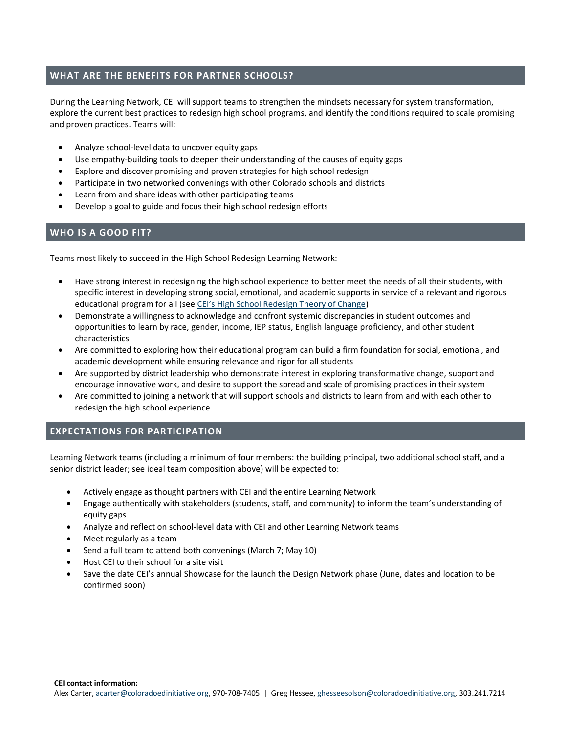## WHAT ARE THE BENEFITS FOR PARTNER SCHOOLS?

During the Learning Network, CEI will support teams to strengthen the mindsets necessary for system transformation, explore the current best practices to redesign high school programs, and identify the conditions required to scale promising and proven practices. Teams will:

- Analyze school-level data to uncover equity gaps
- Use empathy-building tools to deepen their understanding of the causes of equity gaps
- Explore and discover promising and proven strategies for high school redesign
- Participate in two networked convenings with other Colorado schools and districts
- Learn from and share ideas with other participating teams
- Develop a goal to guide and focus their high school redesign efforts

## WHO IS A GOOD FIT?

Teams most likely to succeed in the High School Redesign Learning Network:

- Have strong interest in redesigning the high school experience to better meet the needs of all their students, with specific interest in developing strong social, emotional, and academic supports in service of a relevant and rigorous educational program for all (see CEI's High School Redesign Theory of Change)
- Demonstrate a willingness to acknowledge and confront systemic discrepancies in student outcomes and opportunities to learn by race, gender, income, IEP status, English language proficiency, and other student characteristics
- Are committed to exploring how their educational program can build a firm foundation for social, emotional, and academic development while ensuring relevance and rigor for all students
- Are supported by district leadership who demonstrate interest in exploring transformative change, support and encourage innovative work, and desire to support the spread and scale of promising practices in their system
- Are committed to joining a network that will support schools and districts to learn from and with each other to redesign the high school experience

## EXPECTATIONS FOR PARTICIPATION

Learning Network teams (including a minimum of four members: the building principal, two additional school staff, and a senior district leader; see ideal team composition above) will be expected to:

- Actively engage as thought partners with CEI and the entire Learning Network
- Engage authentically with stakeholders (students, staff, and community) to inform the team's understanding of equity gaps
- Analyze and reflect on school-level data with CEI and other Learning Network teams
- Meet regularly as a team
- Send a full team to attend both convenings (March 7; May 10)
- Host CEI to their school for a site visit
- Save the date CEI's annual Showcase for the launch the Design Network phase (June, dates and location to be confirmed soon)

**CEI contact information:**
Alex Carter, acarter@coloradoedinitiative.org, 970-708-7405 | Greg Hessee, ghesseesolson@coloradoedinitiative.org, 303.241.7214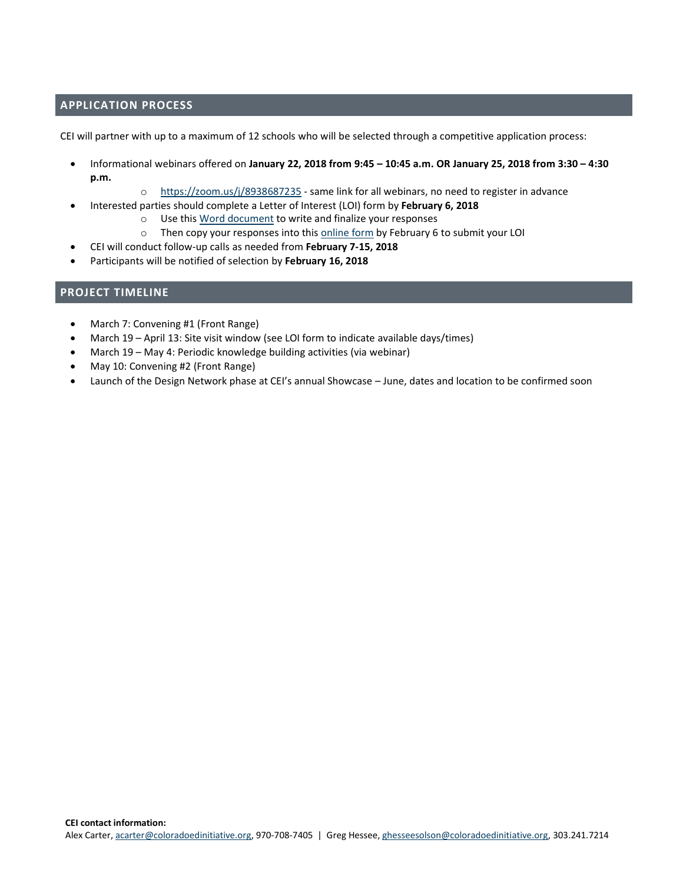## APPLICATION PROCESS

CEI will partner with up to a maximum of 12 schools who will be selected through a competitive application process:

- Informational webinars offered on **January 22, 2018 from 9:45 – 10:45 a.m. OR January 25, 2018 from 3:30 – 4:30 p.m.**
  - https://zoom.us/j/8938687235 - same link for all webinars, no need to register in advance
- Interested parties should complete a Letter of Interest (LOI) form by **February 6, 2018**
  - Use this Word document to write and finalize your responses
  - Then copy your responses into this online form by February 6 to submit your LOI
- CEI will conduct follow-up calls as needed from **February 7-15, 2018**
- Participants will be notified of selection by **February 16, 2018**

## PROJECT TIMELINE

- March 7: Convening #1 (Front Range)
- March 19 – April 13: Site visit window (see LOI form to indicate available days/times)
- March 19 – May 4: Periodic knowledge building activities (via webinar)
- May 10: Convening #2 (Front Range)
- Launch of the Design Network phase at CEI's annual Showcase – June, dates and location to be confirmed soon

**CEI contact information:**
Alex Carter, acarter@coloradoedinitiative.org, 970-708-7405 | Greg Hessee, ghesseesolson@coloradoedinitiative.org, 303.241.7214